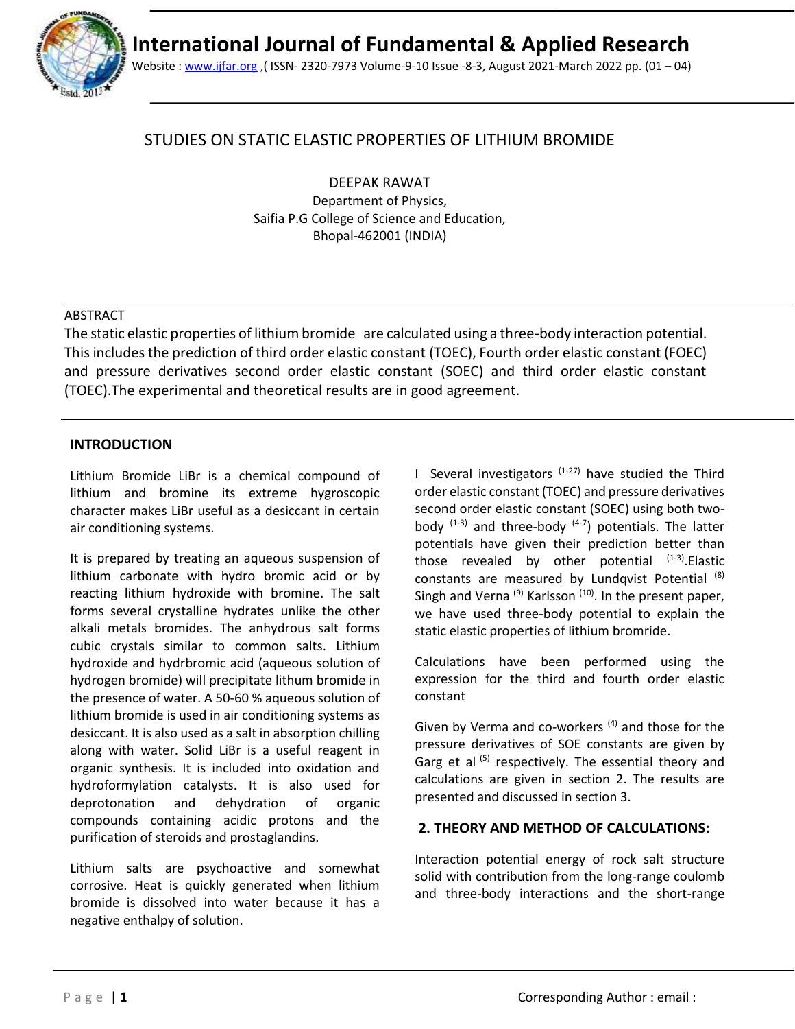# STUDIES ON STATIC ELASTIC PROPERTIES OF LITHIUM BROMIDE

DEEPAK RAWAT
Department of Physics,
Saifia P.G College of Science and Education,
Bhopal-462001 (INDIA)

## ABSTRACT

The static elastic properties of lithium bromide are calculated using a three-body interaction potential. This includes the prediction of third order elastic constant (TOEC), Fourth order elastic constant (FOEC) and pressure derivatives second order elastic constant (SOEC) and third order elastic constant (TOEC).The experimental and theoretical results are in good agreement.

## INTRODUCTION

Lithium Bromide LiBr is a chemical compound of lithium and bromine its extreme hygroscopic character makes LiBr useful as a desiccant in certain air conditioning systems.

It is prepared by treating an aqueous suspension of lithium carbonate with hydro bromic acid or by reacting lithium hydroxide with bromine. The salt forms several crystalline hydrates unlike the other alkali metals bromides. The anhydrous salt forms cubic crystals similar to common salts. Lithium hydroxide and hydrbromic acid (aqueous solution of hydrogen bromide) will precipitate lithum bromide in the presence of water. A 50-60 % aqueous solution of lithium bromide is used in air conditioning systems as desiccant. It is also used as a salt in absorption chilling along with water. Solid LiBr is a useful reagent in organic synthesis. It is included into oxidation and hydroformylation catalysts. It is also used for deprotonation and dehydration of organic compounds containing acidic protons and the purification of steroids and prostaglandins.

Lithium salts are psychoactive and somewhat corrosive. Heat is quickly generated when lithium bromide is dissolved into water because it has a negative enthalpy of solution.

I Several investigators [1-27] have studied the Third order elastic constant (TOEC) and pressure derivatives second order elastic constant (SOEC) using both two-body [1-3] and three-body [4-7] potentials. The latter potentials have given their prediction better than those revealed by other potential [1-3].Elastic constants are measured by Lundqvist Potential [8] Singh and Verna [9] Karlsson [10]. In the present paper, we have used three-body potential to explain the static elastic properties of lithium bromride.

Calculations have been performed using the expression for the third and fourth order elastic constant

Given by Verma and co-workers [4] and those for the pressure derivatives of SOE constants are given by Garg et al [5] respectively. The essential theory and calculations are given in section 2. The results are presented and discussed in section 3.

## 2. THEORY AND METHOD OF CALCULATIONS:

Interaction potential energy of rock salt structure solid with contribution from the long-range coulomb and three-body interactions and the short-range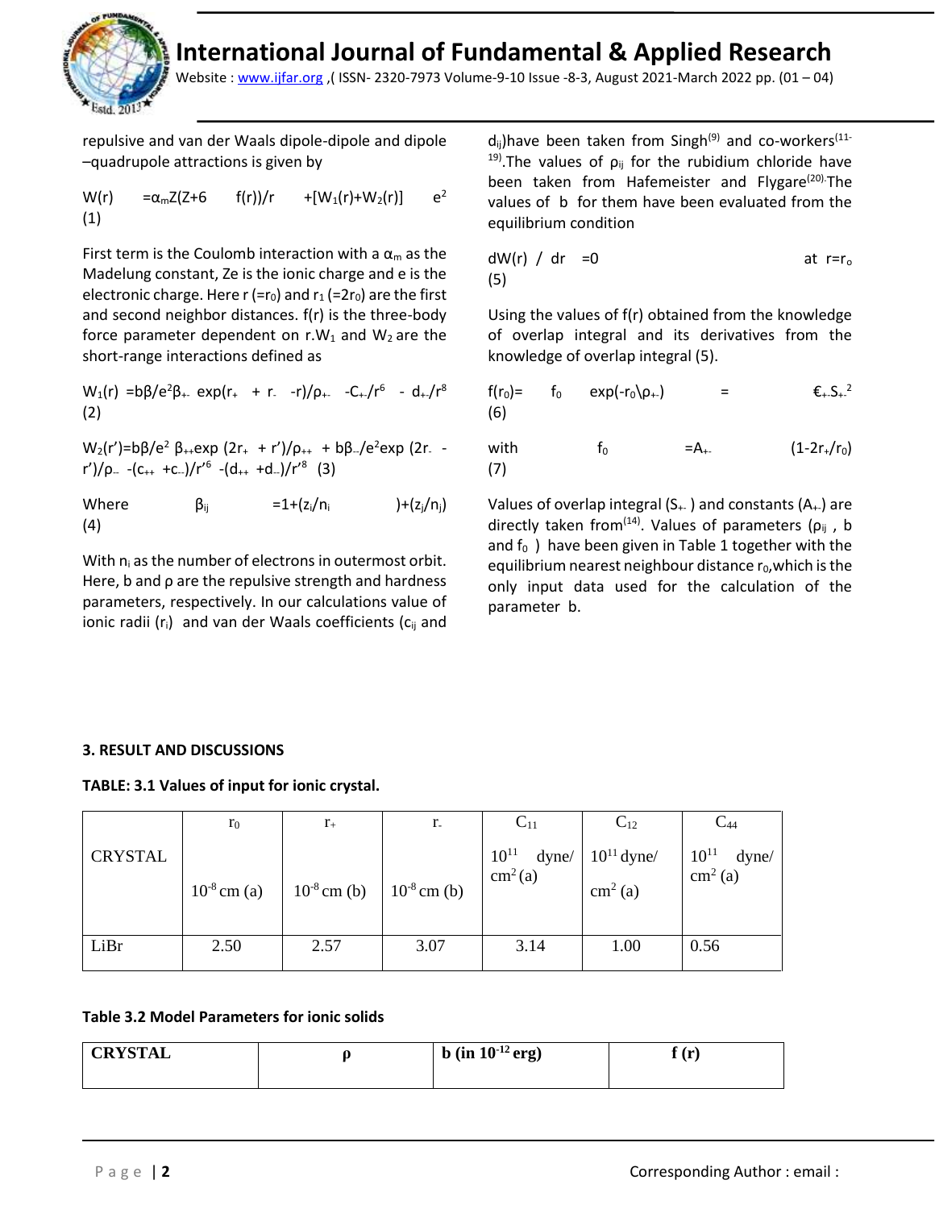repulsive and van der Waals dipole-dipole and dipole –quadrupole attractions is given by

$$W(r) = \alpha_m Z(Z+6 \quad f(r))/r \quad +[W_1(r)+W_2(r)] \quad e^2 \qquad (1)$$

First term is the Coulomb interaction with a $\alpha_m$ as the Madelung constant, Ze is the ionic charge and e is the electronic charge. Here r (=$r_0$) and $r_1$ (=2$r_0$) are the first and second neighbor distances. f(r) is the three-body force parameter dependent on r.$W_1$ and $W_2$ are the short-range interactions defined as

$$W_1(r) = b\beta/e^2\beta_{+-} \exp(r_+ + r_- -r)/\rho_{+-} \quad -C_{+-}/r^6 \quad - d_{+-}/r^8 \qquad (2)$$

$$W_2(r') = b\beta/e^2 \beta_{++}\exp(2r_+ + r')/\rho_{++} + b\beta_{--}/e^2\exp(2r_- - r')/\rho_{--} - (c_{++} + c_{--})/r'^6 - (d_{++} + d_{--})/r'^8 \qquad (3)$$

$$\text{Where} \quad \beta_{ij} = 1+(z_i/n_i)+(z_j/n_j) \qquad (4)$$

With $n_i$ as the number of electrons in outermost orbit. Here, b and ρ are the repulsive strength and hardness parameters, respectively. In our calculations value of ionic radii ($r_i$) and van der Waals coefficients ($c_{ij}$ and $d_{ij}$)have been taken from Singh[9] and co-workers[11-19]. The values of $\rho_{ij}$ for the rubidium chloride have been taken from Hafemeister and Flygare[20]. The values of b for them have been evaluated from the equilibrium condition

$$dW(r) / dr = 0 \quad \text{at } r=r_o \qquad (5)$$

Using the values of f(r) obtained from the knowledge of overlap integral and its derivatives from the knowledge of overlap integral (5).

$$f(r_0) = f_0 \quad \exp(-r_0\backslash\rho_{+-}) \quad = \quad €_{+-}S_{+-}^2 \qquad (6)$$

$$\text{with} \quad f_0 = A_{+-} \quad (1-2r_+/r_0) \qquad (7)$$

Values of overlap integral ($S_{+-}$) and constants ($A_{+-}$) are directly taken from[14]. Values of parameters ($\rho_{ij}$ , b and $f_0$ ) have been given in Table 1 together with the equilibrium nearest neighbour distance $r_0$,which is the only input data used for the calculation of the parameter b.

### 3. RESULT AND DISCUSSIONS

**TABLE: 3.1 Values of input for ionic crystal.**

| CRYSTAL | $r_0$ $10^{-8}$ cm (a) | $r_+$ $10^{-8}$ cm (b) | $r_-$ $10^{-8}$ cm (b) | $C_{11}$ $10^{11}$ dyne/ $cm^2$ (a) | $C_{12}$ $10^{11}$ dyne/ $cm^2$ (a) | $C_{44}$ $10^{11}$ dyne/ $cm^2$ (a) |
|---|---|---|---|---|---|---|
| LiBr | 2.50 | 2.57 | 3.07 | 3.14 | 1.00 | 0.56 |

**Table 3.2 Model Parameters for ionic solids**

| CRYSTAL | ρ | b (in $10^{-12}$ erg) | f (r) |
|---|---|---|---|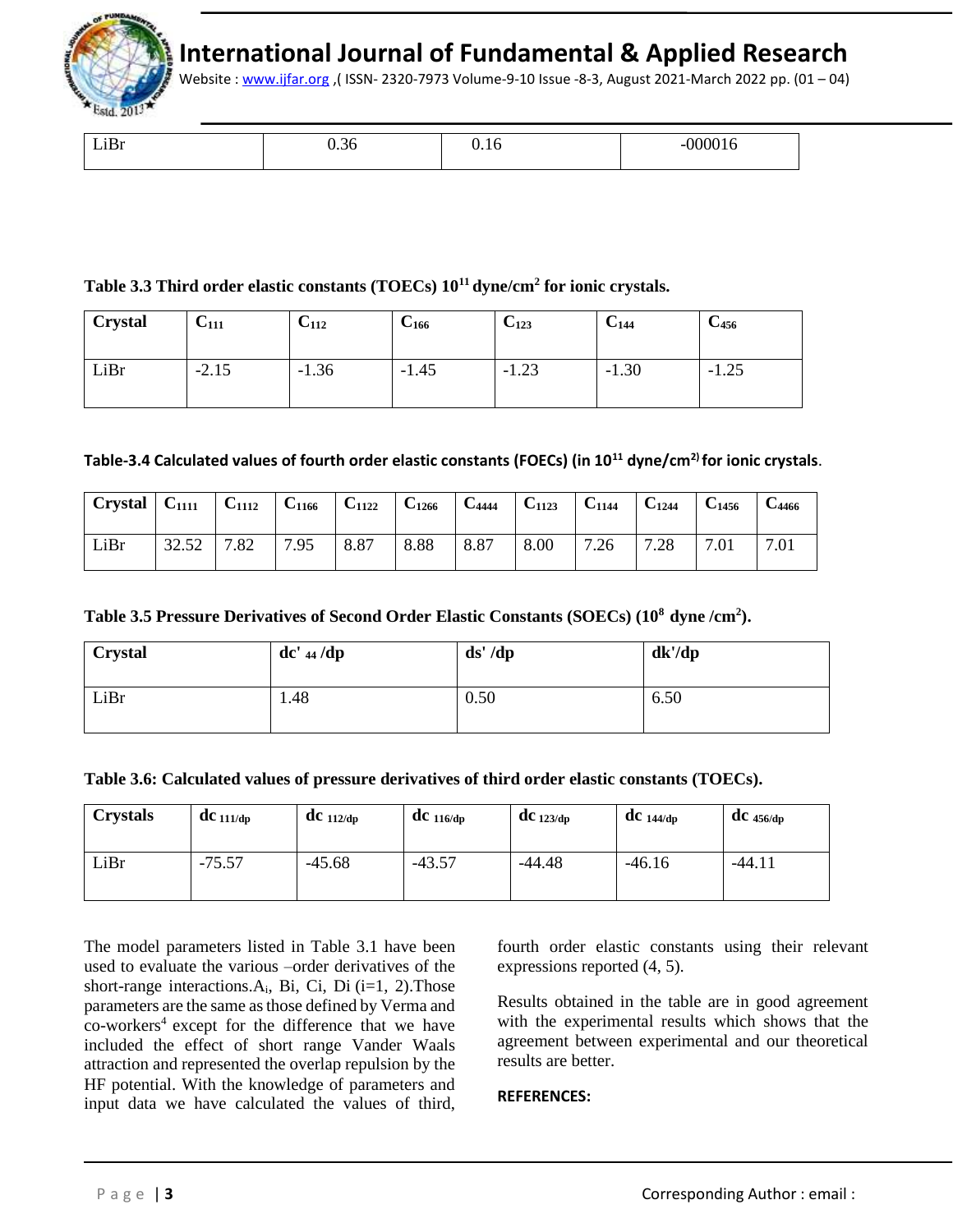| LiBr | 0.36 | 0.16 | -000016 |
|---|---|---|---|

**Table 3.3 Third order elastic constants (TOECs) $10^{11}$ dyne/cm$^2$ for ionic crystals.**

| Crystal | $C_{111}$ | $C_{112}$ | $C_{166}$ | $C_{123}$ | $C_{144}$ | $C_{456}$ |
|---|---|---|---|---|---|---|
| LiBr | -2.15 | -1.36 | -1.45 | -1.23 | -1.30 | -1.25 |

**Table-3.4 Calculated values of fourth order elastic constants (FOECs) (in $10^{11}$ dyne/cm$^{2)}$ for ionic crystals**.

| Crystal | $C_{1111}$ | $C_{1112}$ | $C_{1166}$ | $C_{1122}$ | $C_{1266}$ | $C_{4444}$ | $C_{1123}$ | $C_{1144}$ | $C_{1244}$ | $C_{1456}$ | $C_{4466}$ |
|---|---|---|---|---|---|---|---|---|---|---|---|
| LiBr | 32.52 | 7.82 | 7.95 | 8.87 | 8.88 | 8.87 | 8.00 | 7.26 | 7.28 | 7.01 | 7.01 |

**Table 3.5 Pressure Derivatives of Second Order Elastic Constants (SOECs) ($10^8$ dyne /cm$^2$).**

| Crystal | $dc'_{44}/dp$ | $ds'/dp$ | $dk'/dp$ |
|---|---|---|---|
| LiBr | 1.48 | 0.50 | 6.50 |

**Table 3.6: Calculated values of pressure derivatives of third order elastic constants (TOECs).**

| Crystals | $dc_{111/dp}$ | $dc_{112/dp}$ | $dc_{116/dp}$ | $dc_{123/dp}$ | $dc_{144/dp}$ | $dc_{456/dp}$ |
|---|---|---|---|---|---|---|
| LiBr | -75.57 | -45.68 | -43.57 | -44.48 | -46.16 | -44.11 |

The model parameters listed in Table 3.1 have been used to evaluate the various –order derivatives of the short-range interactions.$A_i$, Bi, Ci, Di (i=1, 2).Those parameters are the same as those defined by Verma and co-workers[4] except for the difference that we have included the effect of short range Vander Waals attraction and represented the overlap repulsion by the HF potential. With the knowledge of parameters and input data we have calculated the values of third, fourth order elastic constants using their relevant expressions reported (4, 5).

Results obtained in the table are in good agreement with the experimental results which shows that the agreement between experimental and our theoretical results are better.

**REFERENCES:**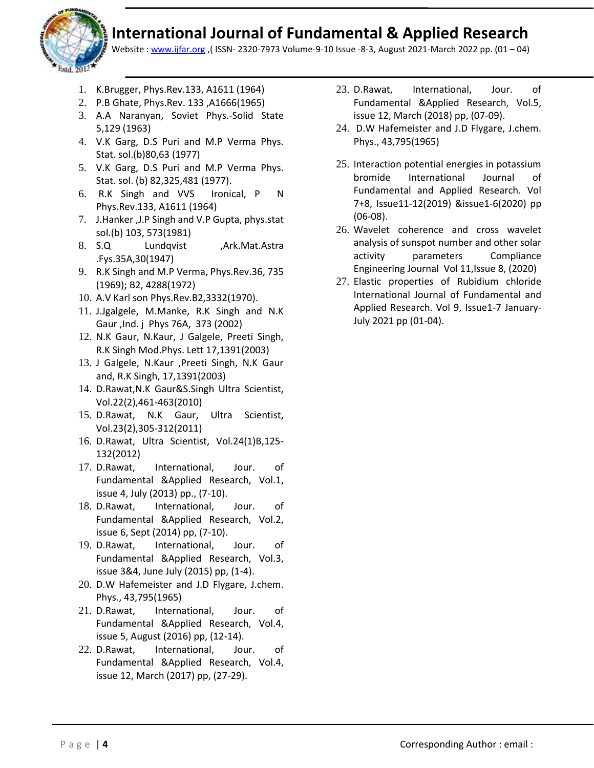1. K.Brugger, Phys.Rev.133, A1611 (1964)
2. P.B Ghate, Phys.Rev. 133 ,A1666(1965)
3. A.A Naranyan, Soviet Phys.-Solid State 5,129 (1963)
4. V.K Garg, D.S Puri and M.P Verma Phys. Stat. sol.(b)80,63 (1977)
5. V.K Garg, D.S Puri and M.P Verma Phys. Stat. sol. (b) 82,325,481 (1977).
6. R.K Singh and VVS Ironical, P N Phys.Rev.133, A1611 (1964)
7. J.Hanker ,J.P Singh and V.P Gupta, phys.stat sol.(b) 103, 573(1981)
8. S.Q Lundqvist ,Ark.Mat.Astra .Fys.35A,30(1947)
9. R.K Singh and M.P Verma, Phys.Rev.36, 735 (1969); B2, 4288(1972)
10. A.V Karl son Phys.Rev.B2,3332(1970).
11. J.Jgalgele, M.Manke, R.K Singh and N.K Gaur ,Ind. j Phys 76A, 373 (2002)
12. N.K Gaur, N.Kaur, J Galgele, Preeti Singh, R.K Singh Mod.Phys. Lett 17,1391(2003)
13. J Galgele, N.Kaur ,Preeti Singh, N.K Gaur and, R.K Singh, 17,1391(2003)
14. D.Rawat,N.K Gaur&S.Singh Ultra Scientist, Vol.22(2),461-463(2010)
15. D.Rawat, N.K Gaur, Ultra Scientist, Vol.23(2),305-312(2011)
16. D.Rawat, Ultra Scientist, Vol.24(1)B,125-132(2012)
17. D.Rawat, International, Jour. of Fundamental &Applied Research, Vol.1, issue 4, July (2013) pp., (7-10).
18. D.Rawat, International, Jour. of Fundamental &Applied Research, Vol.2, issue 6, Sept (2014) pp, (7-10).
19. D.Rawat, International, Jour. of Fundamental &Applied Research, Vol.3, issue 3&4, June July (2015) pp, (1-4).
20. D.W Hafemeister and J.D Flygare, J.chem. Phys., 43,795(1965)
21. D.Rawat, International, Jour. of Fundamental &Applied Research, Vol.4, issue 5, August (2016) pp, (12-14).
22. D.Rawat, International, Jour. of Fundamental &Applied Research, Vol.4, issue 12, March (2017) pp, (27-29).
23. D.Rawat, International, Jour. of Fundamental &Applied Research, Vol.5, issue 12, March (2018) pp, (07-09).
24. D.W Hafemeister and J.D Flygare, J.chem. Phys., 43,795(1965)
25. Interaction potential energies in potassium bromide International Journal of Fundamental and Applied Research. Vol 7+8, Issue11-12(2019) &issue1-6(2020) pp (06-08).
26. Wavelet coherence and cross wavelet analysis of sunspot number and other solar activity parameters Compliance Engineering Journal Vol 11,Issue 8, (2020)
27. Elastic properties of Rubidium chloride International Journal of Fundamental and Applied Research. Vol 9, Issue1-7 January-July 2021 pp (01-04).